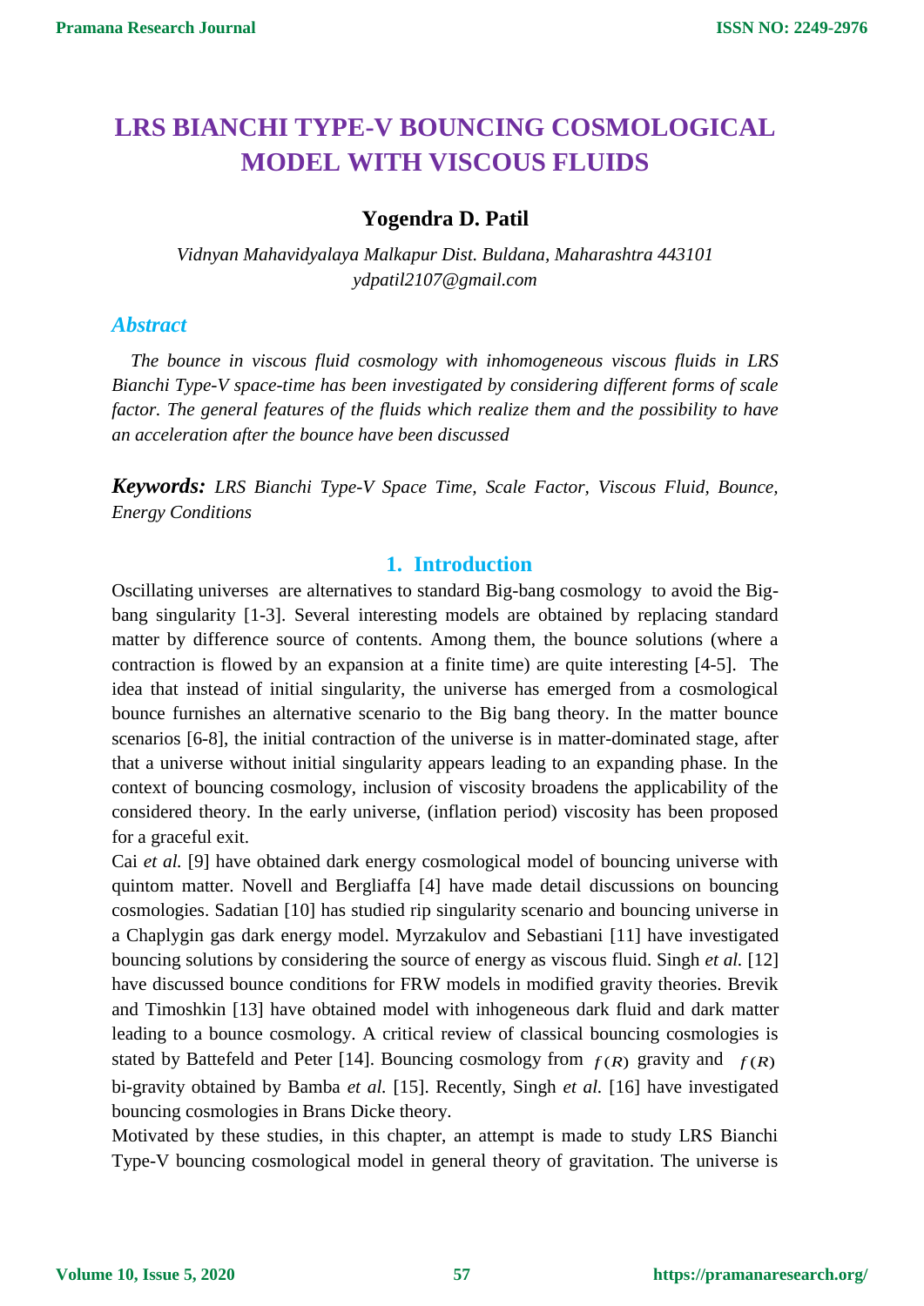# LRS BIANCHI TYPE-V BOUNCING COSMOLOGICAL MODEL WITH VISCOUS FLUIDS

**Yogendra D. Patil**

*Vidnyan Mahavidyalaya Malkapur Dist. Buldana, Maharashtra 443101*
*ydpatil2107@gmail.com*

### *Abstract*

*The bounce in viscous fluid cosmology with inhomogeneous viscous fluids in LRS Bianchi Type-V space-time has been investigated by considering different forms of scale factor. The general features of the fluids which realize them and the possibility to have an acceleration after the bounce have been discussed*

***Keywords:*** *LRS Bianchi Type-V Space Time, Scale Factor, Viscous Fluid, Bounce, Energy Conditions*

## 1. Introduction

Oscillating universes are alternatives to standard Big-bang cosmology to avoid the Big-bang singularity [1-3]. Several interesting models are obtained by replacing standard matter by difference source of contents. Among them, the bounce solutions (where a contraction is flowed by an expansion at a finite time) are quite interesting [4-5]. The idea that instead of initial singularity, the universe has emerged from a cosmological bounce furnishes an alternative scenario to the Big bang theory. In the matter bounce scenarios [6-8], the initial contraction of the universe is in matter-dominated stage, after that a universe without initial singularity appears leading to an expanding phase. In the context of bouncing cosmology, inclusion of viscosity broadens the applicability of the considered theory. In the early universe, (inflation period) viscosity has been proposed for a graceful exit.

Cai *et al.* [9] have obtained dark energy cosmological model of bouncing universe with quintom matter. Novell and Bergliaffa [4] have made detail discussions on bouncing cosmologies. Sadatian [10] has studied rip singularity scenario and bouncing universe in a Chaplygin gas dark energy model. Myrzakulov and Sebastiani [11] have investigated bouncing solutions by considering the source of energy as viscous fluid. Singh *et al.* [12] have discussed bounce conditions for FRW models in modified gravity theories. Brevik and Timoshkin [13] have obtained model with inhogeneous dark fluid and dark matter leading to a bounce cosmology. A critical review of classical bouncing cosmologies is stated by Battefeld and Peter [14]. Bouncing cosmology from $f(R)$ gravity and $f(R)$ bi-gravity obtained by Bamba *et al.* [15]. Recently, Singh *et al.* [16] have investigated bouncing cosmologies in Brans Dicke theory.

Motivated by these studies, in this chapter, an attempt is made to study LRS Bianchi Type-V bouncing cosmological model in general theory of gravitation. The universe is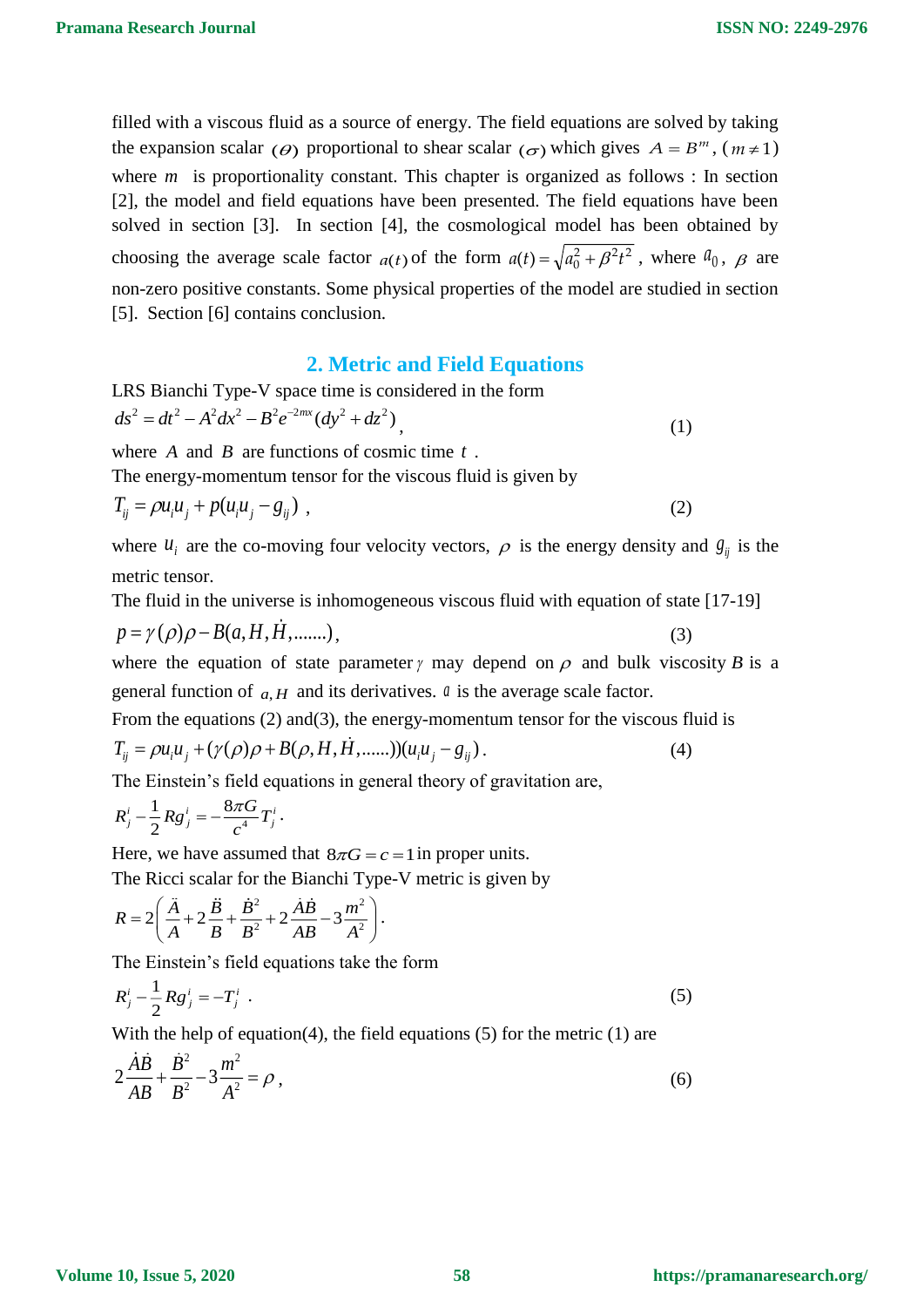filled with a viscous fluid as a source of energy. The field equations are solved by taking the expansion scalar $(\theta)$ proportional to shear scalar $(\sigma)$ which gives $A = B^m$, $(m \neq 1)$ where $m$ is proportionality constant. This chapter is organized as follows : In section [2], the model and field equations have been presented. The field equations have been solved in section [3]. In section [4], the cosmological model has been obtained by choosing the average scale factor $a(t)$ of the form $a(t) = \sqrt{a_0^2 + \beta^2 t^2}$, where $a_0$, $\beta$ are non-zero positive constants. Some physical properties of the model are studied in section [5]. Section [6] contains conclusion.

## 2. Metric and Field Equations

LRS Bianchi Type-V space time is considered in the form

$$ds^2 = dt^2 - A^2 dx^2 - B^2 e^{-2mx}(dy^2 + dz^2), \tag{1}$$

where $A$ and $B$ are functions of cosmic time $t$.

The energy-momentum tensor for the viscous fluid is given by

$$T_{ij} = \rho u_i u_j + p(u_i u_j - g_{ij}), \tag{2}$$

where $u_i$ are the co-moving four velocity vectors, $\rho$ is the energy density and $g_{ij}$ is the metric tensor.

The fluid in the universe is inhomogeneous viscous fluid with equation of state [17-19]

$$p = \gamma(\rho)\rho - B(a, H, \dot{H}, .......), \tag{3}$$

where the equation of state parameter $\gamma$ may depend on $\rho$ and bulk viscosity $B$ is a general function of $a, H$ and its derivatives. $a$ is the average scale factor.

From the equations (2) and(3), the energy-momentum tensor for the viscous fluid is

$$T_{ij} = \rho u_i u_j + (\gamma(\rho)\rho + B(\rho, H, \dot{H}, ......))(u_i u_j - g_{ij}). \tag{4}$$

The Einstein's field equations in general theory of gravitation are,

$$R_j^i - \frac{1}{2} R g_j^i = -\frac{8\pi G}{c^4} T_j^i.$$

Here, we have assumed that $8\pi G = c = 1$ in proper units.

The Ricci scalar for the Bianchi Type-V metric is given by

$$R = 2\left(\frac{\ddot{A}}{A} + 2\frac{\ddot{B}}{B} + \frac{\dot{B}^2}{B^2} + 2\frac{\dot{A}\dot{B}}{AB} - 3\frac{m^2}{A^2}\right).$$

The Einstein's field equations take the form

$$R_j^i - \frac{1}{2} R g_j^i = -T_j^i. \tag{5}$$

With the help of equation(4), the field equations (5) for the metric (1) are

$$2\frac{\dot{A}\dot{B}}{AB} + \frac{\dot{B}^2}{B^2} - 3\frac{m^2}{A^2} = \rho, \tag{6}$$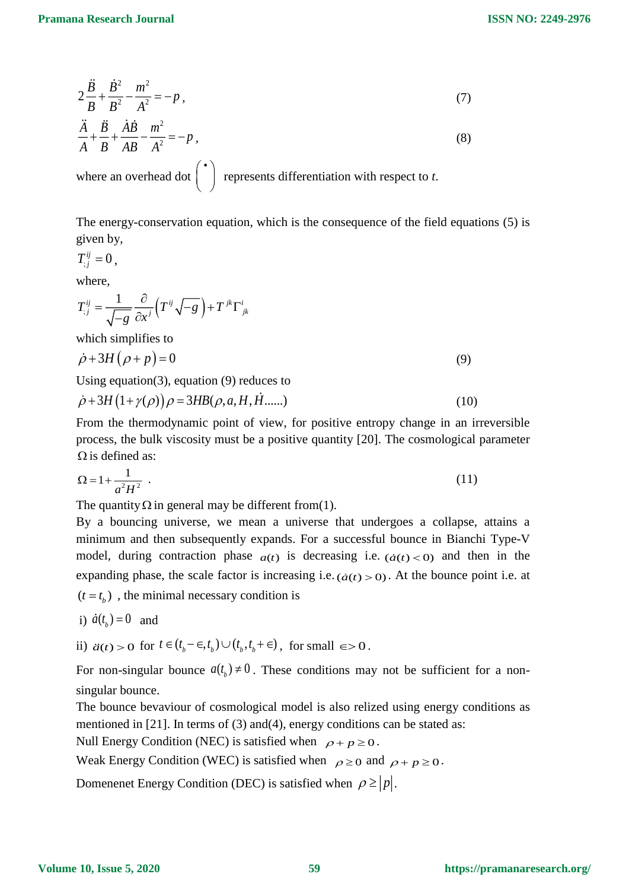$$2\frac{\ddot{B}}{B}+\frac{\dot{B}^2}{B^2}-\frac{m^2}{A^2}=-p, \tag{7}$$

$$\frac{\ddot{A}}{A}+\frac{\ddot{B}}{B}+\frac{\dot{A}\dot{B}}{AB}-\frac{m^2}{A^2}=-p, \tag{8}$$

where an overhead dot $\left(\dot{\ }\right)$ represents differentiation with respect to $t$.

The energy-conservation equation, which is the consequence of the field equations (5) is given by,

$$T^{ij}_{;j}=0,$$

where,

$$T^{ij}_{;j}=\frac{1}{\sqrt{-g}}\frac{\partial}{\partial x^j}\left(T^{ij}\sqrt{-g}\right)+T^{jk}\Gamma^i_{jk}$$

which simplifies to

$$\dot{\rho}+3H\left(\rho+p\right)=0 \tag{9}$$

Using equation(3), equation (9) reduces to

$$\dot{\rho}+3H\left(1+\gamma(\rho)\right)\rho=3HB(\rho,a,H,\dot{H}......) \tag{10}$$

From the thermodynamic point of view, for positive entropy change in an irreversible process, the bulk viscosity must be a positive quantity [20]. The cosmological parameter $\Omega$ is defined as:

$$\Omega=1+\frac{1}{a^2H^2}. \tag{11}$$

The quantity $\Omega$ in general may be different from(1).

By a bouncing universe, we mean a universe that undergoes a collapse, attains a minimum and then subsequently expands. For a successful bounce in Bianchi Type-V model, during contraction phase $a(t)$ is decreasing i.e. $(\dot{a}(t)<0)$ and then in the expanding phase, the scale factor is increasing i.e. $(\dot{a}(t)>0)$. At the bounce point i.e. at $(t=t_b)$, the minimal necessary condition is

i) $\dot{a}(t_b)=0$ and

ii) $\ddot{a}(t)>0$ for $t\in(t_b-\in,t_b)\cup(t_b,t_b+\in)$, for small $\in>0$.

For non-singular bounce $a(t_b)\neq 0$. These conditions may not be sufficient for a non-singular bounce.

The bounce bevaviour of cosmological model is also relized using energy conditions as mentioned in [21]. In terms of (3) and(4), energy conditions can be stated as:

Null Energy Condition (NEC) is satisfied when $\rho+p\geq 0$.

Weak Energy Condition (WEC) is satisfied when $\rho\geq 0$ and $\rho+p\geq 0$.

Domenenet Energy Condition (DEC) is satisfied when $\rho\geq|p|$.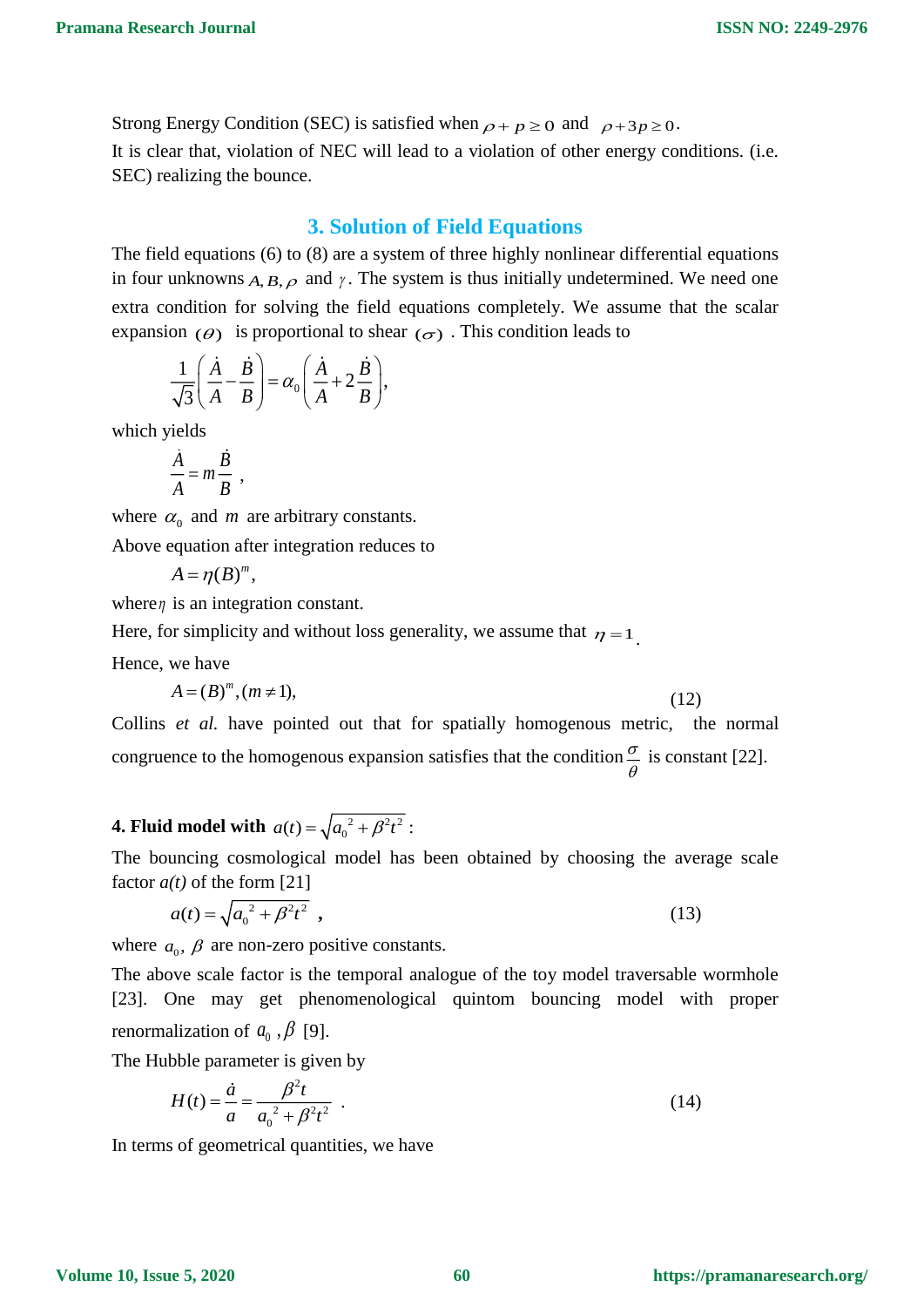Strong Energy Condition (SEC) is satisfied when $\rho + p \geq 0$ and $\rho + 3p \geq 0$.

It is clear that, violation of NEC will lead to a violation of other energy conditions. (i.e. SEC) realizing the bounce.

## 3. Solution of Field Equations

The field equations (6) to (8) are a system of three highly nonlinear differential equations in four unknowns $A, B, \rho$ and $\gamma$. The system is thus initially undetermined. We need one extra condition for solving the field equations completely. We assume that the scalar expansion $(\theta)$ is proportional to shear $(\sigma)$. This condition leads to

$$\frac{1}{\sqrt{3}}\left(\frac{\dot{A}}{A}-\frac{\dot{B}}{B}\right)=\alpha_0\left(\frac{\dot{A}}{A}+2\frac{\dot{B}}{B}\right),$$

which yields

$$\frac{\dot{A}}{A}=m\frac{\dot{B}}{B},$$

where $\alpha_0$ and $m$ are arbitrary constants.

Above equation after integration reduces to

$$A=\eta(B)^m,$$

where $\eta$ is an integration constant.

Here, for simplicity and without loss generality, we assume that $\eta = 1$.

Hence, we have

$$A=(B)^m, (m \neq 1), \tag{12}$$

Collins *et al.* have pointed out that for spatially homogenous metric, the normal congruence to the homogenous expansion satisfies that the condition $\frac{\sigma}{\theta}$ is constant [22].

### 4. Fluid model with $a(t)=\sqrt{a_0{}^2+\beta^2 t^2}$ :

The bouncing cosmological model has been obtained by choosing the average scale factor *a(t)* of the form [21]

$$a(t)=\sqrt{a_0{}^2+\beta^2 t^2}, \tag{13}$$

where $a_0$, $\beta$ are non-zero positive constants.

The above scale factor is the temporal analogue of the toy model traversable wormhole [23]. One may get phenomenological quintom bouncing model with proper renormalization of $a_0$, $\beta$ [9].

The Hubble parameter is given by

$$H(t)=\frac{\dot{a}}{a}=\frac{\beta^2 t}{a_0{}^2+\beta^2 t^2}. \tag{14}$$

In terms of geometrical quantities, we have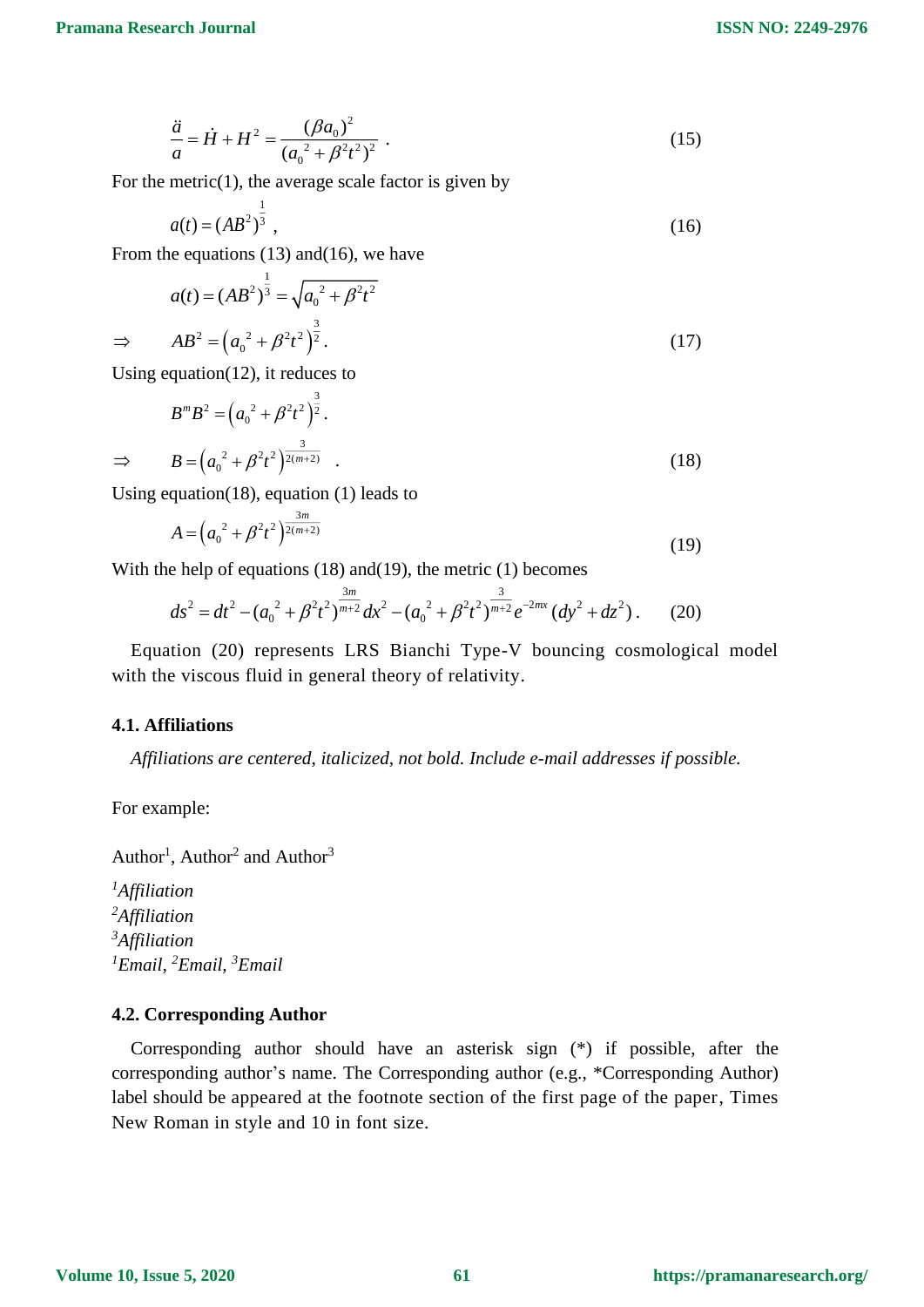$$\frac{\ddot{a}}{a} = \dot{H} + H^2 = \frac{(\beta a_0)^2}{({a_0}^2 + \beta^2 t^2)^2} \,. \tag{15}$$

For the metric(1), the average scale factor is given by

$$a(t) = (AB^2)^{\frac{1}{3}} \,, \tag{16}$$

From the equations (13) and(16), we have

$$a(t) = (AB^2)^{\frac{1}{3}} = \sqrt{{a_0}^2 + \beta^2 t^2}$$

$$\Rightarrow \qquad AB^2 = \left({a_0}^2 + \beta^2 t^2\right)^{\frac{3}{2}} . \tag{17}$$

Using equation(12), it reduces to

$$B^m B^2 = \left({a_0}^2 + \beta^2 t^2\right)^{\frac{3}{2}} .$$

$$\Rightarrow \qquad B = \left({a_0}^2 + \beta^2 t^2\right)^{\frac{3}{2(m+2)}} \,. \tag{18}$$

Using equation(18), equation (1) leads to

$$A = \left({a_0}^2 + \beta^2 t^2\right)^{\frac{3m}{2(m+2)}} \tag{19}$$

With the help of equations (18) and(19), the metric (1) becomes

$$ds^2 = dt^2 - ({a_0}^2 + \beta^2 t^2)^{\frac{3m}{m+2}} dx^2 - ({a_0}^2 + \beta^2 t^2)^{\frac{3}{m+2}} e^{-2mx} (dy^2 + dz^2) \,. \tag{20}$$

Equation (20) represents LRS Bianchi Type-V bouncing cosmological model with the viscous fluid in general theory of relativity.

### 4.1. Affiliations

*Affiliations are centered, italicized, not bold. Include e-mail addresses if possible.*

For example:

Author[1], Author[2] and Author[3]

[1]*Affiliation*
[2]*Affiliation*
[3]*Affiliation*
[1]*Email*, [2]*Email*, [3]*Email*

### 4.2. Corresponding Author

Corresponding author should have an asterisk sign (*) if possible, after the corresponding author's name. The Corresponding author (e.g., *Corresponding Author) label should be appeared at the footnote section of the first page of the paper, Times New Roman in style and 10 in font size.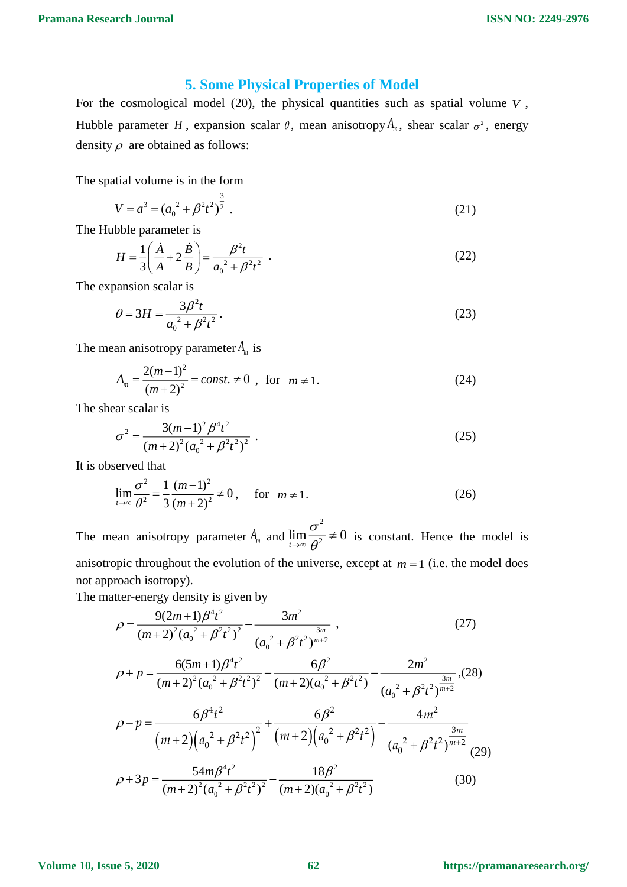## 5. Some Physical Properties of Model

For the cosmological model (20), the physical quantities such as spatial volume $V$, Hubble parameter $H$, expansion scalar $\theta$, mean anisotropy $A_m$, shear scalar $\sigma^2$, energy density $\rho$ are obtained as follows:

The spatial volume is in the form

$$V = a^3 = ({a_0}^2 + \beta^2 t^2)^{\frac{3}{2}} . \tag{21}$$

The Hubble parameter is

$$H = \frac{1}{3}\left(\frac{\dot{A}}{A} + 2\frac{\dot{B}}{B}\right) = \frac{\beta^2 t}{{a_0}^2 + \beta^2 t^2} . \tag{22}$$

The expansion scalar is

$$\theta = 3H = \frac{3\beta^2 t}{{a_0}^2 + \beta^2 t^2} . \tag{23}$$

The mean anisotropy parameter $A_m$ is

$$A_m = \frac{2(m-1)^2}{(m+2)^2} = const. \neq 0 \;, \text{ for } \; m \neq 1. \tag{24}$$

The shear scalar is

$$\sigma^2 = \frac{3(m-1)^2 \beta^4 t^2}{(m+2)^2({a_0}^2 + \beta^2 t^2)^2} . \tag{25}$$

It is observed that

$$\lim_{t\to\infty} \frac{\sigma^2}{\theta^2} = \frac{1}{3}\frac{(m-1)^2}{(m+2)^2} \neq 0, \quad \text{ for } \; m \neq 1. \tag{26}$$

The mean anisotropy parameter $A_m$ and $\lim_{t\to\infty} \frac{\sigma^2}{\theta^2} \neq 0$ is constant. Hence the model is anisotropic throughout the evolution of the universe, except at $m = 1$ (i.e. the model does not approach isotropy).

The matter-energy density is given by

$$\rho = \frac{9(2m+1)\beta^4 t^2}{(m+2)^2({a_0}^2 + \beta^2 t^2)^2} - \frac{3m^2}{({a_0}^2 + \beta^2 t^2)^{\frac{3m}{m+2}}} \;, \tag{27}$$

$$\rho + p = \frac{6(5m+1)\beta^4 t^2}{(m+2)^2({a_0}^2 + \beta^2 t^2)^2} - \frac{6\beta^2}{(m+2)({a_0}^2 + \beta^2 t^2)} - \frac{2m^2}{({a_0}^2 + \beta^2 t^2)^{\frac{3m}{m+2}}}, \tag{28}$$

$$\rho - p = \frac{6\beta^4 t^2}{(m+2)\left({a_0}^2 + \beta^2 t^2\right)^2} + \frac{6\beta^2}{(m+2)\left({a_0}^2 + \beta^2 t^2\right)} - \frac{4m^2}{({a_0}^2 + \beta^2 t^2)^{\frac{3m}{m+2}}} \tag{29}$$

$$\rho + 3p = \frac{54m\beta^4 t^2}{(m+2)^2({a_0}^2 + \beta^2 t^2)^2} - \frac{18\beta^2}{(m+2)({a_0}^2 + \beta^2 t^2)} \tag{30}$$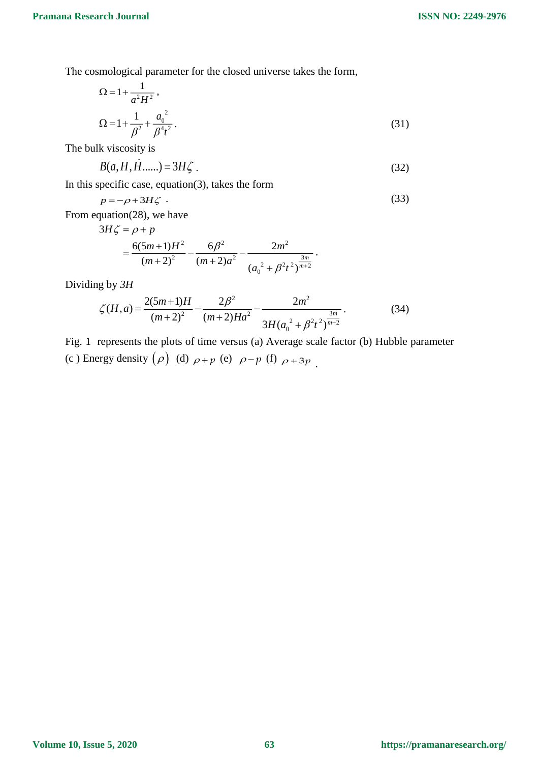The cosmological parameter for the closed universe takes the form,

$$\Omega = 1 + \frac{1}{a^2 H^2},$$

$$\Omega = 1 + \frac{1}{\beta^2} + \frac{{a_0}^2}{\beta^4 t^2}. \tag{31}$$

The bulk viscosity is

$$B(a, H, \dot{H}......) = 3H\zeta. \tag{32}$$

In this specific case, equation(3), takes the form

$$p = -\rho + 3H\zeta \ . \tag{33}$$

From equation(28), we have

$$3H\zeta = \rho + p$$

$$= \frac{6(5m+1)H^2}{(m+2)^2} - \frac{6\beta^2}{(m+2)a^2} - \frac{2m^2}{({a_0}^2 + \beta^2 t^2)^{\frac{3m}{m+2}}}.$$

Dividing by *3H*

$$\zeta(H, a) = \frac{2(5m+1)H}{(m+2)^2} - \frac{2\beta^2}{(m+2)Ha^2} - \frac{2m^2}{3H({a_0}^2 + \beta^2 t^2)^{\frac{3m}{m+2}}}. \tag{34}$$

Fig. 1 represents the plots of time versus (a) Average scale factor (b) Hubble parameter (c ) Energy density $(\rho)$ (d) $\rho + p$ (e) $\rho - p$ (f) $\rho + 3p$ .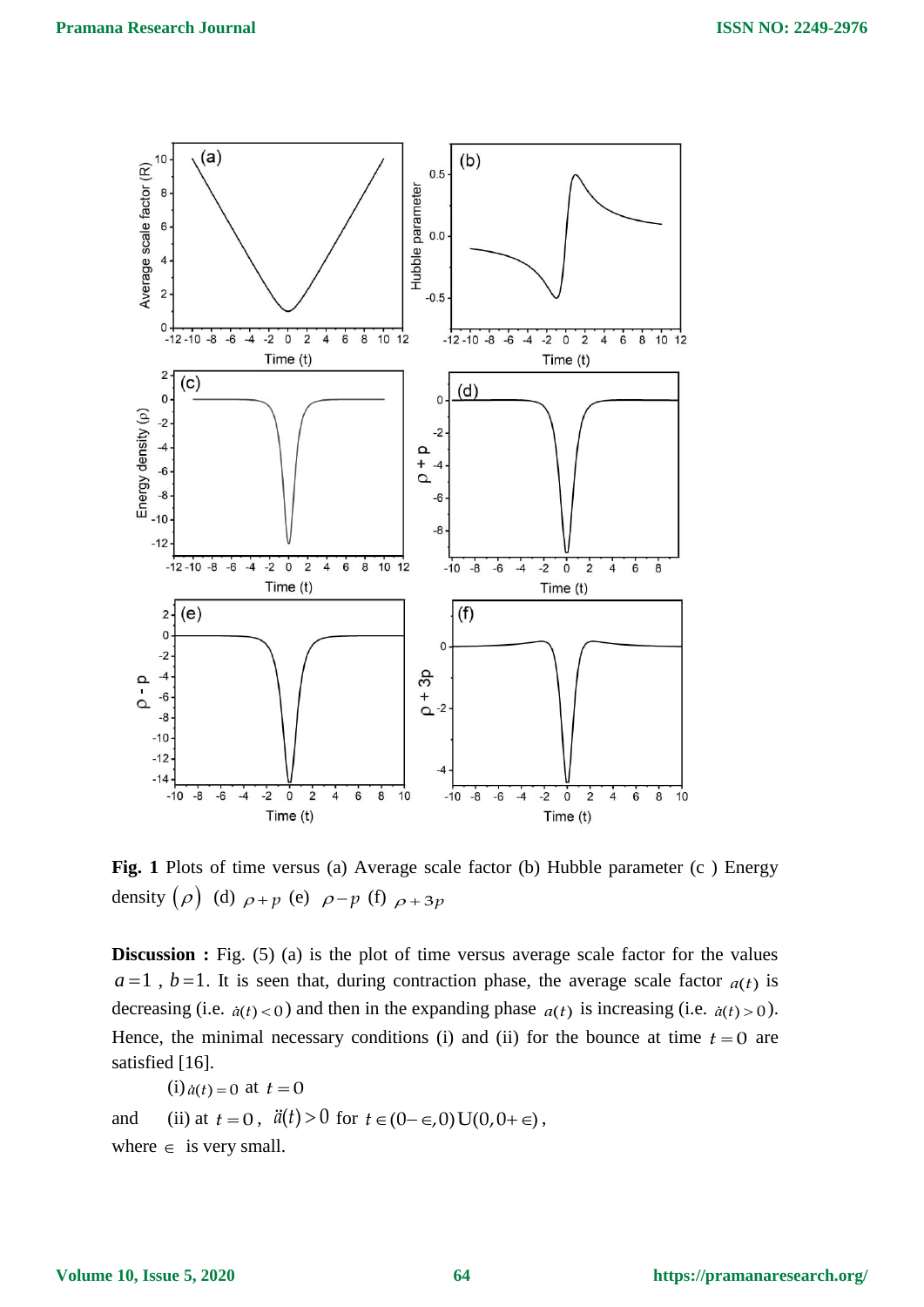**Fig. 1** Plots of time versus (a) Average scale factor (b) Hubble parameter (c ) Energy density $(\rho)$ (d) $\rho+p$ (e) $\rho-p$ (f) $\rho+3p$

**Discussion :** Fig. (5) (a) is the plot of time versus average scale factor for the values $a=1$ , $b=1$. It is seen that, during contraction phase, the average scale factor $a(t)$ is decreasing (i.e. $\dot{a}(t)<0$) and then in the expanding phase $a(t)$ is increasing (i.e. $\dot{a}(t)>0$). Hence, the minimal necessary conditions (i) and (ii) for the bounce at time $t=0$ are satisfied [16].

(i) $\dot{a}(t)=0$ at $t=0$

and (ii) at $t=0$, $\ddot{a}(t)>0$ for $t \in (0-\in, 0) \mathrm{U} (0, 0+\in)$,

where $\in$ is very small.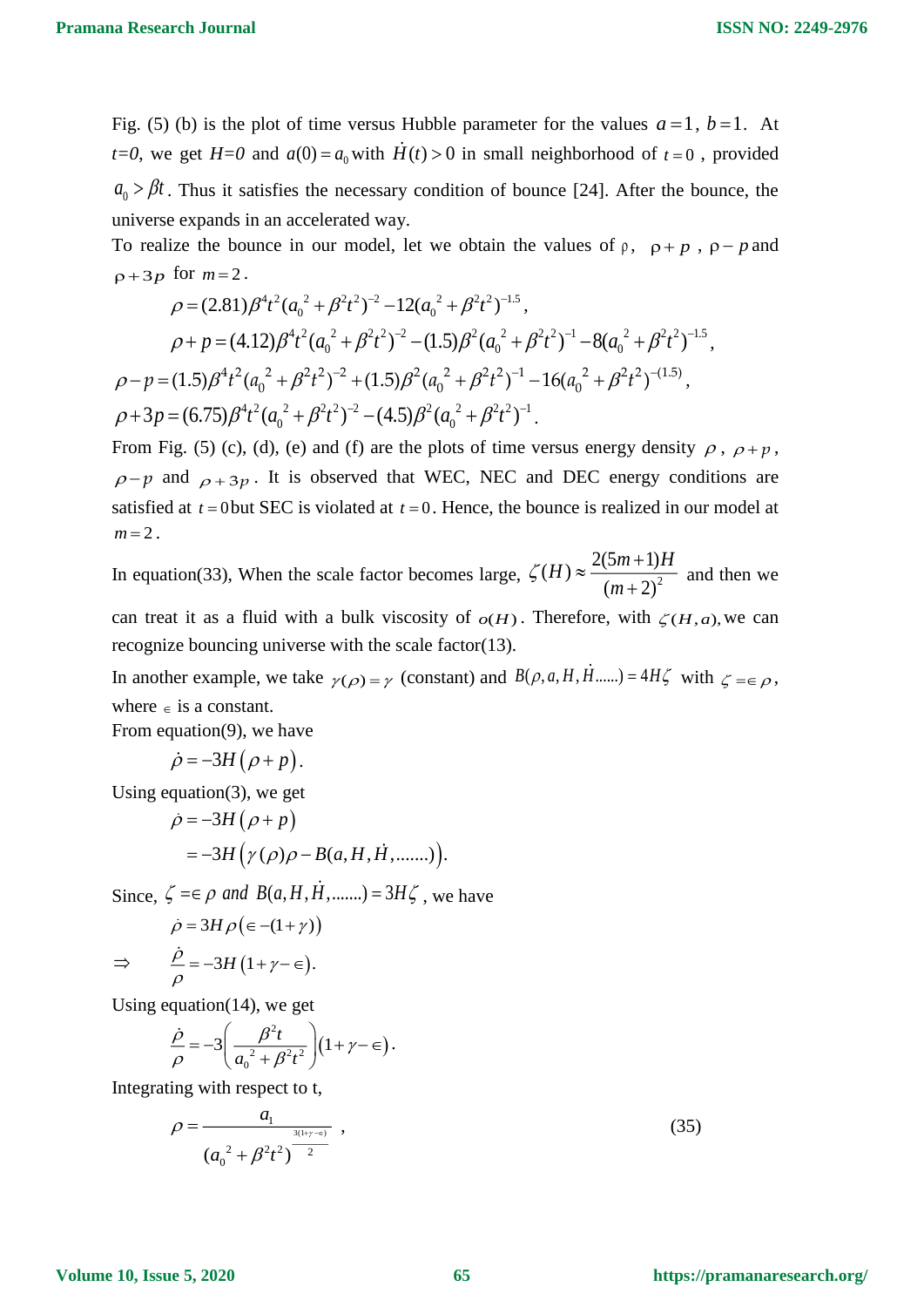Fig. (5) (b) is the plot of time versus Hubble parameter for the values $a=1$, $b=1$. At $t=0$, we get $H=0$ and $a(0)=a_0$ with $\dot{H}(t)>0$ in small neighborhood of $t=0$, provided $a_0>\beta t$. Thus it satisfies the necessary condition of bounce [24]. After the bounce, the universe expands in an accelerated way.

To realize the bounce in our model, let we obtain the values of $\rho$, $\rho+p$, $\rho-p$ and $\rho+3p$ for $m=2$.

$$\rho=(2.81)\beta^4t^2(a_0^{\,2}+\beta^2t^2)^{-2}-12(a_0^{\,2}+\beta^2t^2)^{-1.5},$$

$$\rho+p=(4.12)\beta^4t^2(a_0^{\,2}+\beta^2t^2)^{-2}-(1.5)\beta^2(a_0^{\,2}+\beta^2t^2)^{-1}-8(a_0^{\,2}+\beta^2t^2)^{-1.5},$$

$$\rho-p=(1.5)\beta^4t^2(a_0^{\,2}+\beta^2t^2)^{-2}+(1.5)\beta^2(a_0^{\,2}+\beta^2t^2)^{-1}-16(a_0^{\,2}+\beta^2t^2)^{-(1.5)},$$

$$\rho+3p=(6.75)\beta^4t^2(a_0^{\,2}+\beta^2t^2)^{-2}-(4.5)\beta^2(a_0^{\,2}+\beta^2t^2)^{-1}.$$

From Fig. (5) (c), (d), (e) and (f) are the plots of time versus energy density $\rho$, $\rho+p$, $\rho-p$ and $\rho+3p$. It is observed that WEC, NEC and DEC energy conditions are satisfied at $t=0$ but SEC is violated at $t=0$. Hence, the bounce is realized in our model at $m=2$.

In equation(33), When the scale factor becomes large, $\zeta(H)\approx\dfrac{2(5m+1)H}{(m+2)^2}$ and then we can treat it as a fluid with a bulk viscosity of $o(H)$. Therefore, with $\zeta(H,a)$, we can recognize bouncing universe with the scale factor(13).

In another example, we take $\gamma(\rho)=\gamma$ (constant) and $B(\rho,a,H,\dot{H}......)=4H\zeta$ with $\zeta=\in\rho$, where $\in$ is a constant.

From equation(9), we have

$$\dot{\rho}=-3H\left(\rho+p\right).$$

Using equation(3), we get

$$\begin{aligned}\dot{\rho}&=-3H\left(\rho+p\right)\\&=-3H\left(\gamma(\rho)\rho-B(a,H,\dot{H},.......)\right).\end{aligned}$$

Since, $\zeta=\in\rho$ *and* $B(a,H,\dot{H},.......)=3H\zeta$, we have

$$\dot{\rho}=3H\rho\left(\in-(1+\gamma)\right)$$

$$\Rightarrow\qquad \frac{\dot{\rho}}{\rho}=-3H\left(1+\gamma-\in\right).$$

Using equation(14), we get

$$\frac{\dot{\rho}}{\rho}=-3\left(\frac{\beta^2t}{a_0^{\,2}+\beta^2t^2}\right)\left(1+\gamma-\in\right).$$

Integrating with respect to t,

$$\rho=\frac{a_1}{(a_0^{\,2}+\beta^2t^2)^{\frac{3(1+\gamma-\in)}{2}}}\ , \tag{35}$$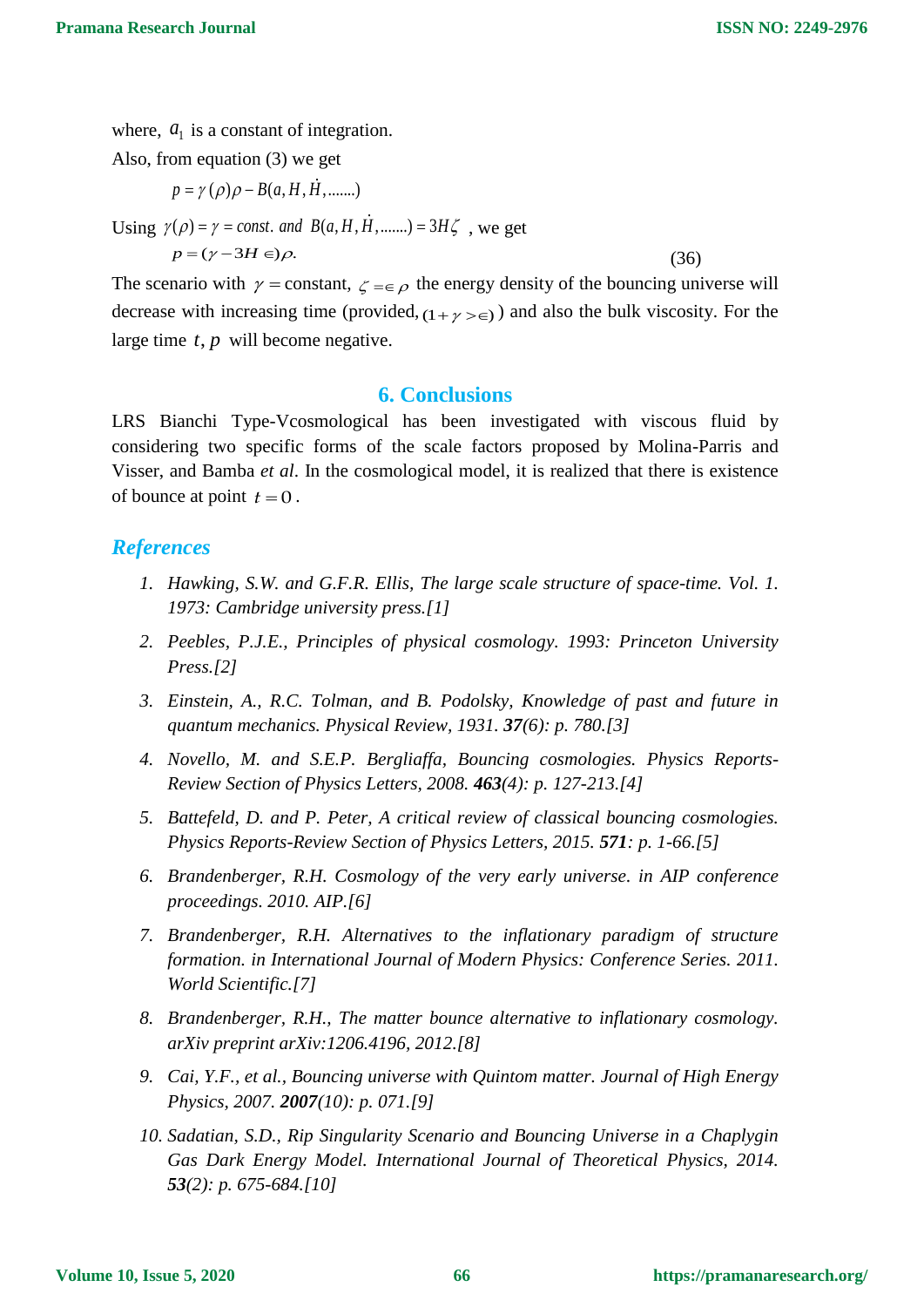where, $a_1$ is a constant of integration.

Also, from equation (3) we get

$$p = \gamma(\rho)\rho - B(a, H, \dot{H}, .......)$$

Using $\gamma(\rho) = \gamma = const.\ and\ B(a, H, \dot{H}, .......) = 3H\zeta$ , we get

$$p = (\gamma - 3H \in)\rho. \tag{36}$$

The scenario with $\gamma =$ constant, $\zeta = \in \rho$ the energy density of the bouncing universe will decrease with increasing time (provided, $(1+\gamma > \in)$) and also the bulk viscosity. For the large time $t$, $p$ will become negative.

## 6. Conclusions

LRS Bianchi Type-Vcosmological has been investigated with viscous fluid by considering two specific forms of the scale factors proposed by Molina-Parris and Visser, and Bamba *et al*. In the cosmological model, it is realized that there is existence of bounce at point $t = 0$.

## *References*

1. *Hawking, S.W. and G.F.R. Ellis, The large scale structure of space-time. Vol. 1. 1973: Cambridge university press.[1]*
2. *Peebles, P.J.E., Principles of physical cosmology. 1993: Princeton University Press.[2]*
3. *Einstein, A., R.C. Tolman, and B. Podolsky, Knowledge of past and future in quantum mechanics. Physical Review, 1931.* ***37****(6): p. 780.[3]*
4. *Novello, M. and S.E.P. Bergliaffa, Bouncing cosmologies. Physics Reports-Review Section of Physics Letters, 2008.* ***463****(4): p. 127-213.[4]*
5. *Battefeld, D. and P. Peter, A critical review of classical bouncing cosmologies. Physics Reports-Review Section of Physics Letters, 2015.* ***571****: p. 1-66.[5]*
6. *Brandenberger, R.H. Cosmology of the very early universe. in AIP conference proceedings. 2010. AIP.[6]*
7. *Brandenberger, R.H. Alternatives to the inflationary paradigm of structure formation. in International Journal of Modern Physics: Conference Series. 2011. World Scientific.[7]*
8. *Brandenberger, R.H., The matter bounce alternative to inflationary cosmology. arXiv preprint arXiv:1206.4196, 2012.[8]*
9. *Cai, Y.F., et al., Bouncing universe with Quintom matter. Journal of High Energy Physics, 2007.* ***2007****(10): p. 071.[9]*
10. *Sadatian, S.D., Rip Singularity Scenario and Bouncing Universe in a Chaplygin Gas Dark Energy Model. International Journal of Theoretical Physics, 2014.* ***53****(2): p. 675-684.[10]*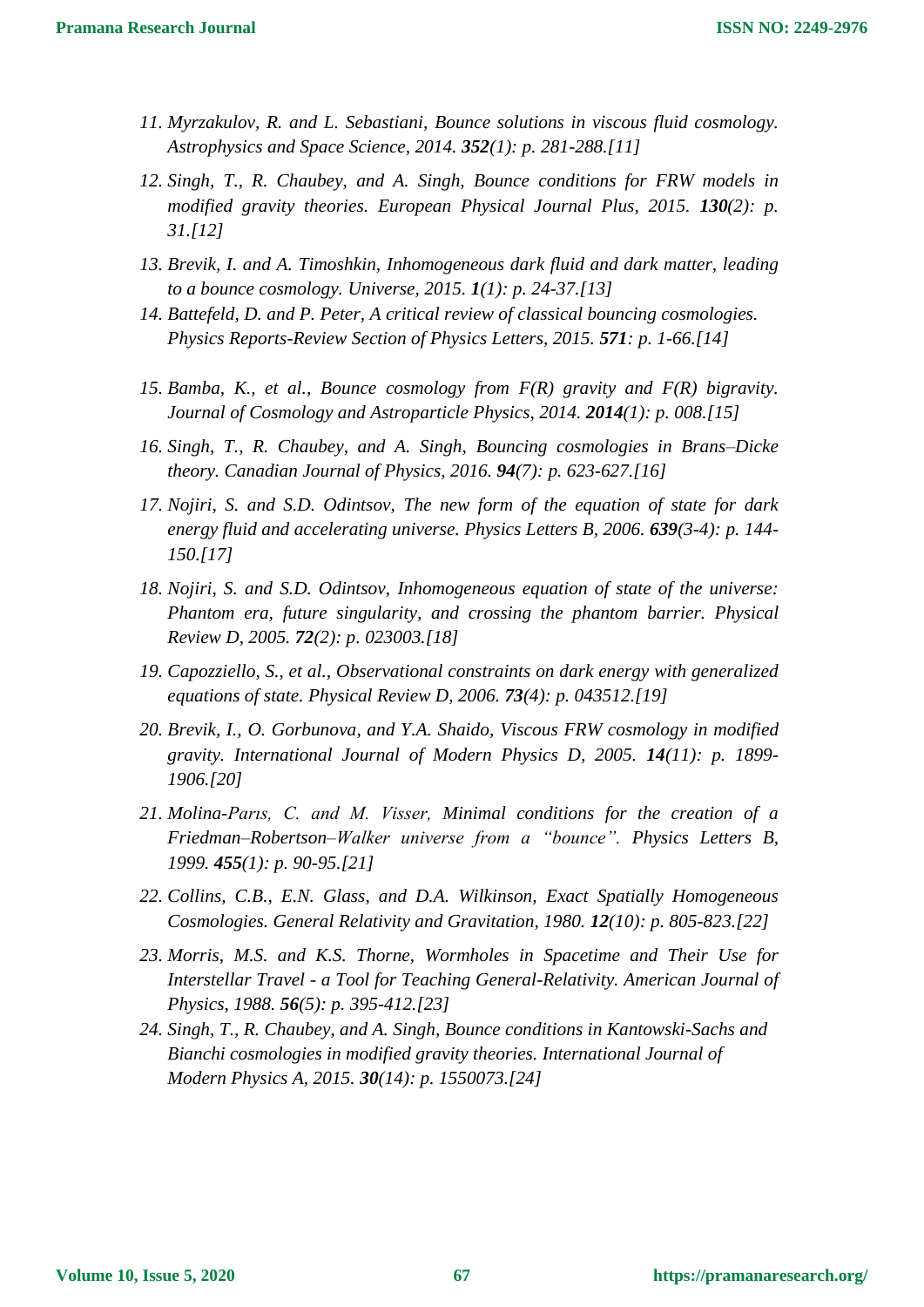11. *Myrzakulov, R. and L. Sebastiani, Bounce solutions in viscous fluid cosmology. Astrophysics and Space Science, 2014. **352**(1): p. 281-288.[11]*
12. *Singh, T., R. Chaubey, and A. Singh, Bounce conditions for FRW models in modified gravity theories. European Physical Journal Plus, 2015. **130**(2): p. 31.[12]*
13. *Brevik, I. and A. Timoshkin, Inhomogeneous dark fluid and dark matter, leading to a bounce cosmology. Universe, 2015. **1**(1): p. 24-37.[13]*
14. *Battefeld, D. and P. Peter, A critical review of classical bouncing cosmologies. Physics Reports-Review Section of Physics Letters, 2015. **571**: p. 1-66.[14]*
15. *Bamba, K., et al., Bounce cosmology from F(R) gravity and F(R) bigravity. Journal of Cosmology and Astroparticle Physics, 2014. **2014**(1): p. 008.[15]*
16. *Singh, T., R. Chaubey, and A. Singh, Bouncing cosmologies in Brans–Dicke theory. Canadian Journal of Physics, 2016. **94**(7): p. 623-627.[16]*
17. *Nojiri, S. and S.D. Odintsov, The new form of the equation of state for dark energy fluid and accelerating universe. Physics Letters B, 2006. **639**(3-4): p. 144-150.[17]*
18. *Nojiri, S. and S.D. Odintsov, Inhomogeneous equation of state of the universe: Phantom era, future singularity, and crossing the phantom barrier. Physical Review D, 2005. **72**(2): p. 023003.[18]*
19. *Capozziello, S., et al., Observational constraints on dark energy with generalized equations of state. Physical Review D, 2006. **73**(4): p. 043512.[19]*
20. *Brevik, I., O. Gorbunova, and Y.A. Shaido, Viscous FRW cosmology in modified gravity. International Journal of Modern Physics D, 2005. **14**(11): p. 1899-1906.[20]*
21. *Molina-Parıs, C. and M. Visser, Minimal conditions for the creation of a Friedman–Robertson–Walker universe from a "bounce". Physics Letters B, 1999. **455**(1): p. 90-95.[21]*
22. *Collins, C.B., E.N. Glass, and D.A. Wilkinson, Exact Spatially Homogeneous Cosmologies. General Relativity and Gravitation, 1980. **12**(10): p. 805-823.[22]*
23. *Morris, M.S. and K.S. Thorne, Wormholes in Spacetime and Their Use for Interstellar Travel - a Tool for Teaching General-Relativity. American Journal of Physics, 1988. **56**(5): p. 395-412.[23]*
24. *Singh, T., R. Chaubey, and A. Singh, Bounce conditions in Kantowski-Sachs and Bianchi cosmologies in modified gravity theories. International Journal of Modern Physics A, 2015. **30**(14): p. 1550073.[24]*